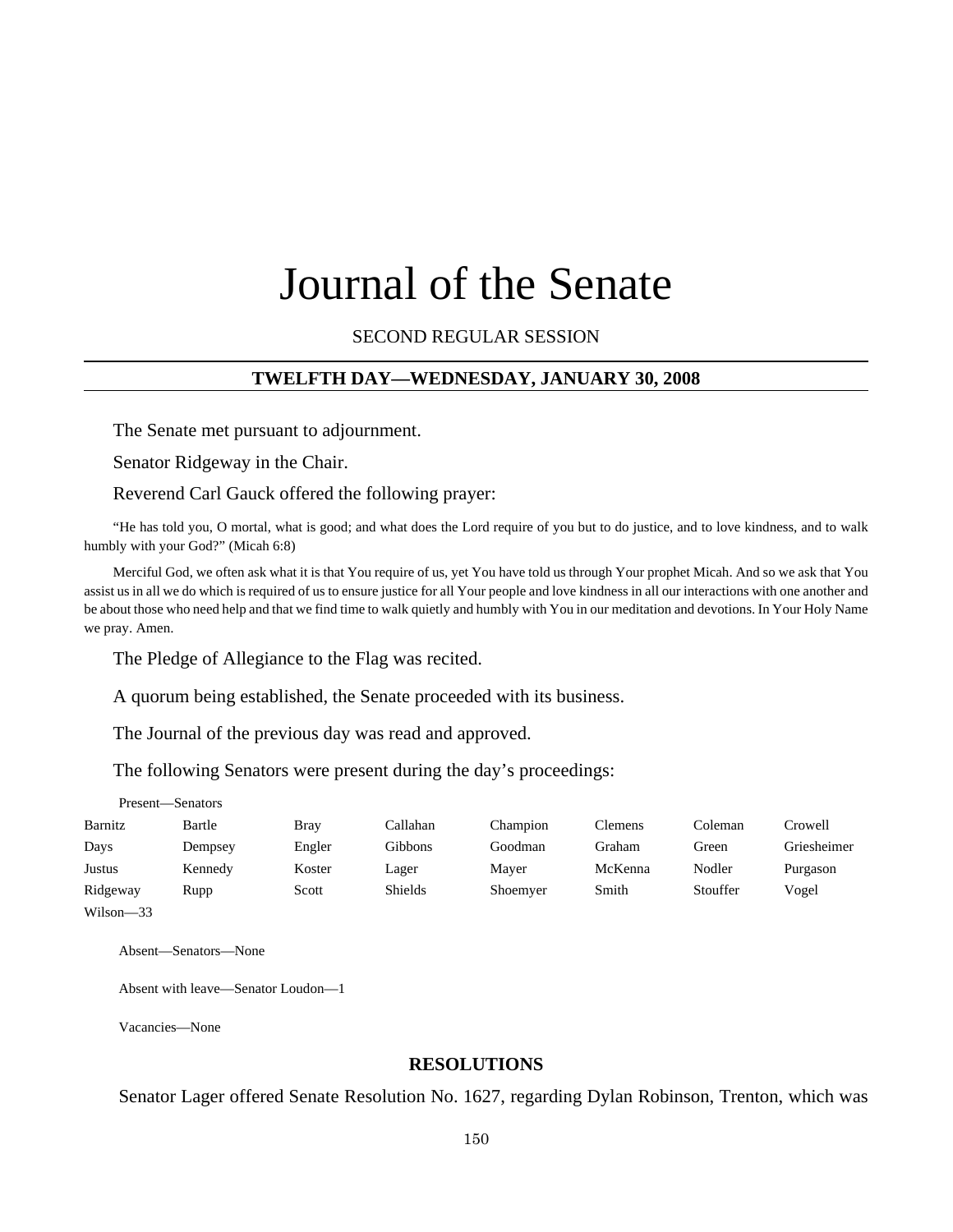# Journal of the Senate

SECOND REGULAR SESSION

## TWELFTH DAY—WEDNESDAY, JANUARY 30, 2008

The Senate met pursuant to adjournment.

Senator Ridgeway in the Chair.

Reverend Carl Gauck offered the following prayer:

"He has told you, O mortal, what is good; and what does the Lord require of you but to do justice, and to love kindness, and to walk humbly with your God?" (Micah 6:8)

Merciful God, we often ask what it is that You require of us, yet You have told us through Your prophet Micah. And so we ask that You assist us in all we do which is required of us to ensure justice for all Your people and love kindness in all our interactions with one another and be about those who need help and that we find time to walk quietly and humbly with You in our meditation and devotions. In Your Holy Name we pray. Amen.

The Pledge of Allegiance to the Flag was recited.

A quorum being established, the Senate proceeded with its business.

The Journal of the previous day was read and approved.

The following Senators were present during the day's proceedings:

Present—Senators

| | | | | | | | |
|---|---|---|---|---|---|---|---|
| Barnitz | Bartle | Bray | Callahan | Champion | Clemens | Coleman | Crowell |
| Days | Dempsey | Engler | Gibbons | Goodman | Graham | Green | Griesheimer |
| Justus | Kennedy | Koster | Lager | Mayer | McKenna | Nodler | Purgason |
| Ridgeway | Rupp | Scott | Shields | Shoemyer | Smith | Stouffer | Vogel |
| Wilson—33 | | | | | | | |

Absent—Senators—None

Absent with leave—Senator Loudon—1

Vacancies—None

## RESOLUTIONS

Senator Lager offered Senate Resolution No. 1627, regarding Dylan Robinson, Trenton, which was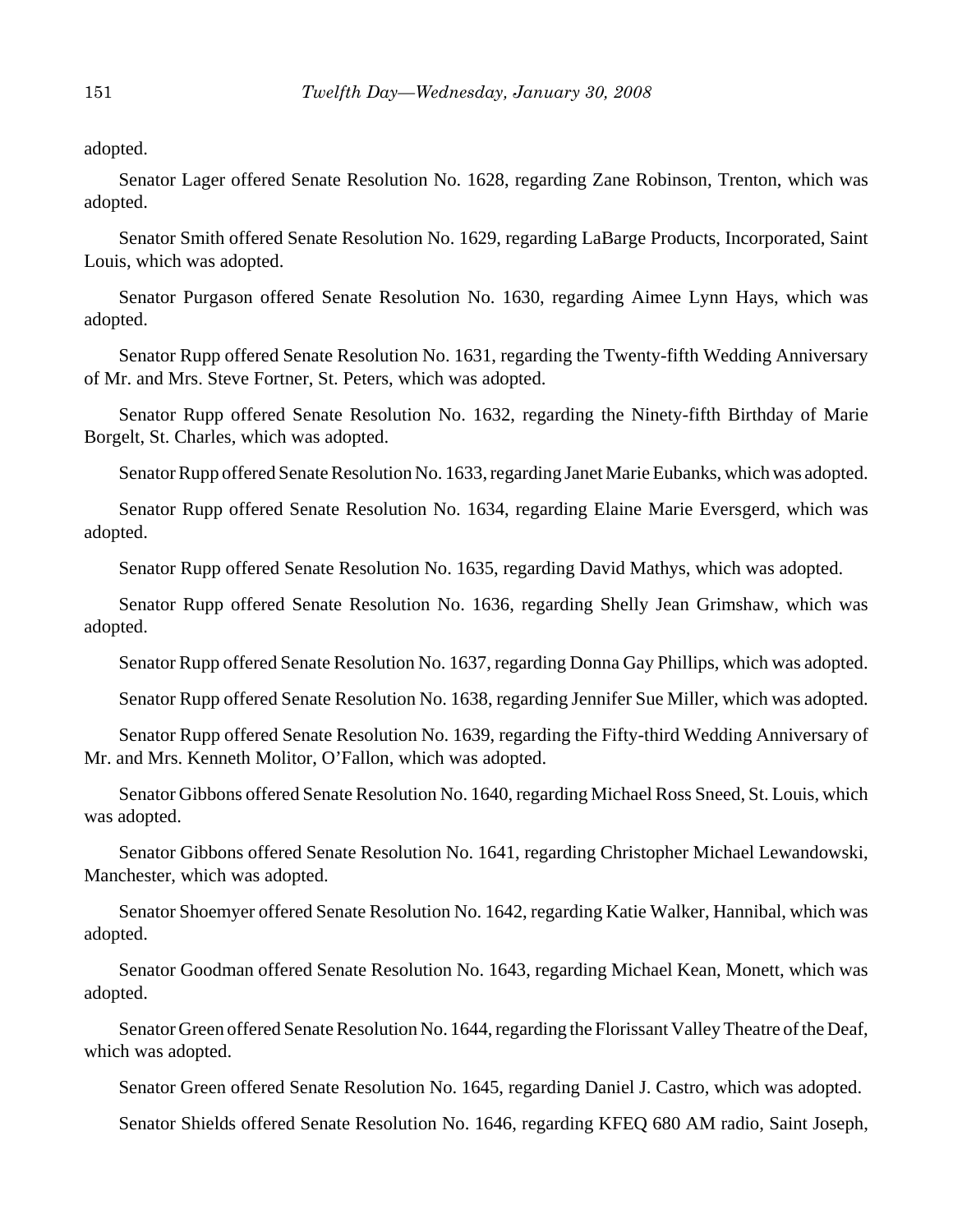adopted.

Senator Lager offered Senate Resolution No. 1628, regarding Zane Robinson, Trenton, which was adopted.

Senator Smith offered Senate Resolution No. 1629, regarding LaBarge Products, Incorporated, Saint Louis, which was adopted.

Senator Purgason offered Senate Resolution No. 1630, regarding Aimee Lynn Hays, which was adopted.

Senator Rupp offered Senate Resolution No. 1631, regarding the Twenty-fifth Wedding Anniversary of Mr. and Mrs. Steve Fortner, St. Peters, which was adopted.

Senator Rupp offered Senate Resolution No. 1632, regarding the Ninety-fifth Birthday of Marie Borgelt, St. Charles, which was adopted.

Senator Rupp offered Senate Resolution No. 1633, regarding Janet Marie Eubanks, which was adopted.

Senator Rupp offered Senate Resolution No. 1634, regarding Elaine Marie Eversgerd, which was adopted.

Senator Rupp offered Senate Resolution No. 1635, regarding David Mathys, which was adopted.

Senator Rupp offered Senate Resolution No. 1636, regarding Shelly Jean Grimshaw, which was adopted.

Senator Rupp offered Senate Resolution No. 1637, regarding Donna Gay Phillips, which was adopted.

Senator Rupp offered Senate Resolution No. 1638, regarding Jennifer Sue Miller, which was adopted.

Senator Rupp offered Senate Resolution No. 1639, regarding the Fifty-third Wedding Anniversary of Mr. and Mrs. Kenneth Molitor, O'Fallon, which was adopted.

Senator Gibbons offered Senate Resolution No. 1640, regarding Michael Ross Sneed, St. Louis, which was adopted.

Senator Gibbons offered Senate Resolution No. 1641, regarding Christopher Michael Lewandowski, Manchester, which was adopted.

Senator Shoemyer offered Senate Resolution No. 1642, regarding Katie Walker, Hannibal, which was adopted.

Senator Goodman offered Senate Resolution No. 1643, regarding Michael Kean, Monett, which was adopted.

Senator Green offered Senate Resolution No. 1644, regarding the Florissant Valley Theatre of the Deaf, which was adopted.

Senator Green offered Senate Resolution No. 1645, regarding Daniel J. Castro, which was adopted.

Senator Shields offered Senate Resolution No. 1646, regarding KFEQ 680 AM radio, Saint Joseph,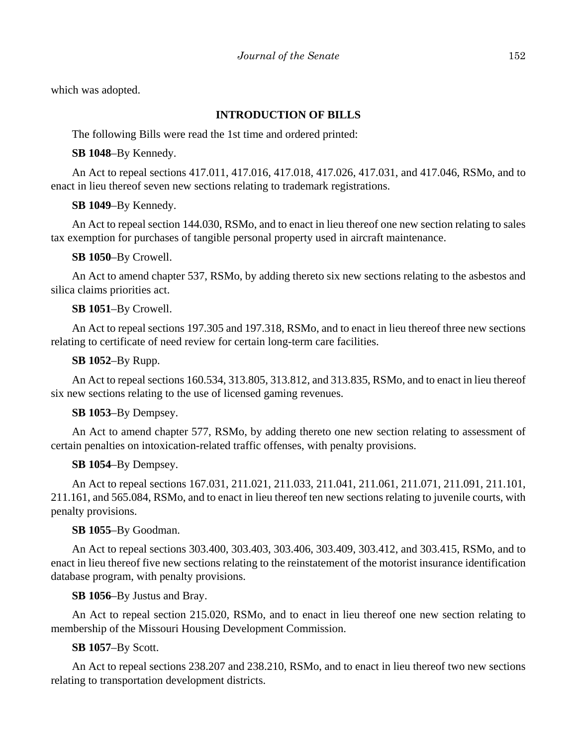which was adopted.

## INTRODUCTION OF BILLS

The following Bills were read the 1st time and ordered printed:

**SB 1048**–By Kennedy.

An Act to repeal sections 417.011, 417.016, 417.018, 417.026, 417.031, and 417.046, RSMo, and to enact in lieu thereof seven new sections relating to trademark registrations.

**SB 1049**–By Kennedy.

An Act to repeal section 144.030, RSMo, and to enact in lieu thereof one new section relating to sales tax exemption for purchases of tangible personal property used in aircraft maintenance.

**SB 1050**–By Crowell.

An Act to amend chapter 537, RSMo, by adding thereto six new sections relating to the asbestos and silica claims priorities act.

**SB 1051**–By Crowell.

An Act to repeal sections 197.305 and 197.318, RSMo, and to enact in lieu thereof three new sections relating to certificate of need review for certain long-term care facilities.

**SB 1052**–By Rupp.

An Act to repeal sections 160.534, 313.805, 313.812, and 313.835, RSMo, and to enact in lieu thereof six new sections relating to the use of licensed gaming revenues.

**SB 1053**–By Dempsey.

An Act to amend chapter 577, RSMo, by adding thereto one new section relating to assessment of certain penalties on intoxication-related traffic offenses, with penalty provisions.

**SB 1054**–By Dempsey.

An Act to repeal sections 167.031, 211.021, 211.033, 211.041, 211.061, 211.071, 211.091, 211.101, 211.161, and 565.084, RSMo, and to enact in lieu thereof ten new sections relating to juvenile courts, with penalty provisions.

**SB 1055**–By Goodman.

An Act to repeal sections 303.400, 303.403, 303.406, 303.409, 303.412, and 303.415, RSMo, and to enact in lieu thereof five new sections relating to the reinstatement of the motorist insurance identification database program, with penalty provisions.

**SB 1056**–By Justus and Bray.

An Act to repeal section 215.020, RSMo, and to enact in lieu thereof one new section relating to membership of the Missouri Housing Development Commission.

**SB 1057**–By Scott.

An Act to repeal sections 238.207 and 238.210, RSMo, and to enact in lieu thereof two new sections relating to transportation development districts.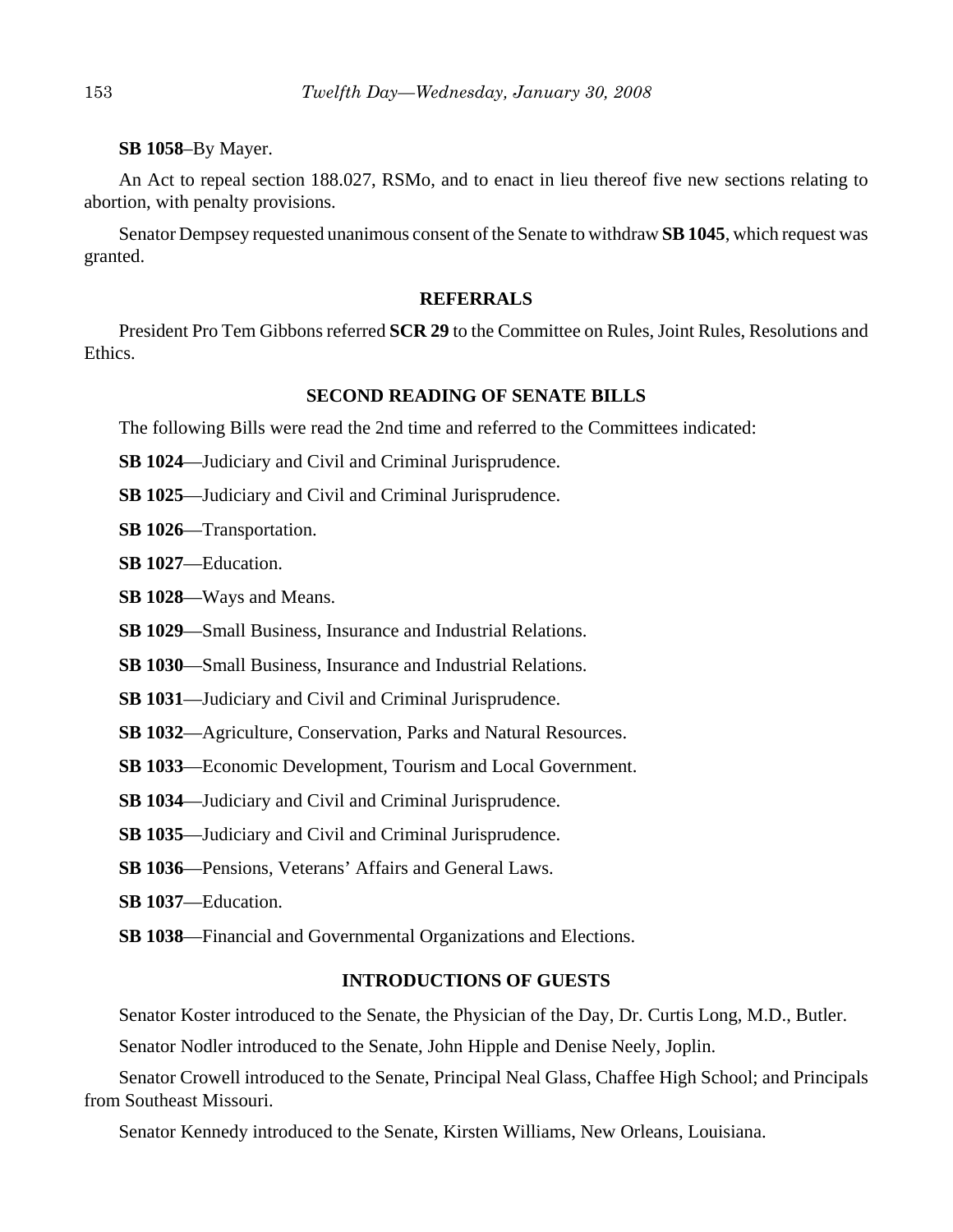**SB 1058**–By Mayer.

An Act to repeal section 188.027, RSMo, and to enact in lieu thereof five new sections relating to abortion, with penalty provisions.

Senator Dempsey requested unanimous consent of the Senate to withdraw **SB 1045**, which request was granted.

## REFERRALS

President Pro Tem Gibbons referred **SCR 29** to the Committee on Rules, Joint Rules, Resolutions and Ethics.

## SECOND READING OF SENATE BILLS

The following Bills were read the 2nd time and referred to the Committees indicated:

**SB 1024**—Judiciary and Civil and Criminal Jurisprudence.

**SB 1025**—Judiciary and Civil and Criminal Jurisprudence.

**SB 1026**—Transportation.

**SB 1027**—Education.

**SB 1028**—Ways and Means.

**SB 1029**—Small Business, Insurance and Industrial Relations.

**SB 1030**—Small Business, Insurance and Industrial Relations.

**SB 1031**—Judiciary and Civil and Criminal Jurisprudence.

**SB 1032**—Agriculture, Conservation, Parks and Natural Resources.

**SB 1033**—Economic Development, Tourism and Local Government.

**SB 1034**—Judiciary and Civil and Criminal Jurisprudence.

**SB 1035**—Judiciary and Civil and Criminal Jurisprudence.

**SB 1036**—Pensions, Veterans' Affairs and General Laws.

**SB 1037**—Education.

**SB 1038**—Financial and Governmental Organizations and Elections.

## INTRODUCTIONS OF GUESTS

Senator Koster introduced to the Senate, the Physician of the Day, Dr. Curtis Long, M.D., Butler.

Senator Nodler introduced to the Senate, John Hipple and Denise Neely, Joplin.

Senator Crowell introduced to the Senate, Principal Neal Glass, Chaffee High School; and Principals from Southeast Missouri.

Senator Kennedy introduced to the Senate, Kirsten Williams, New Orleans, Louisiana.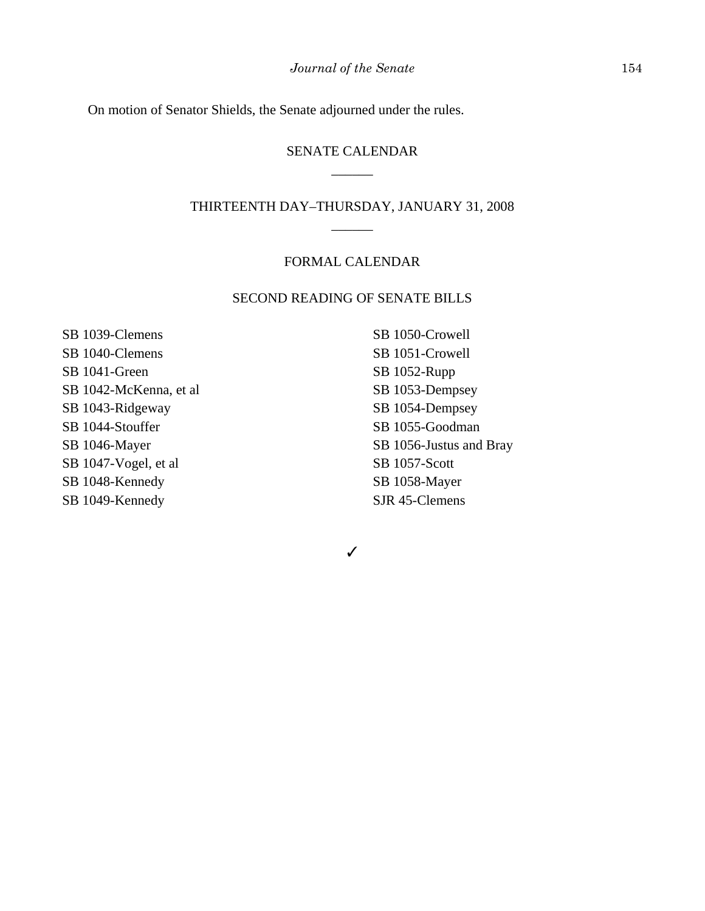On motion of Senator Shields, the Senate adjourned under the rules.

## SENATE CALENDAR

______

## THIRTEENTH DAY–THURSDAY, JANUARY 31, 2008

______

### FORMAL CALENDAR

### SECOND READING OF SENATE BILLS

SB 1039-Clemens
SB 1040-Clemens
SB 1041-Green
SB 1042-McKenna, et al
SB 1043-Ridgeway
SB 1044-Stouffer
SB 1046-Mayer
SB 1047-Vogel, et al
SB 1048-Kennedy
SB 1049-Kennedy
SB 1050-Crowell
SB 1051-Crowell
SB 1052-Rupp
SB 1053-Dempsey
SB 1054-Dempsey
SB 1055-Goodman
SB 1056-Justus and Bray
SB 1057-Scott
SB 1058-Mayer
SJR 45-Clemens

✓